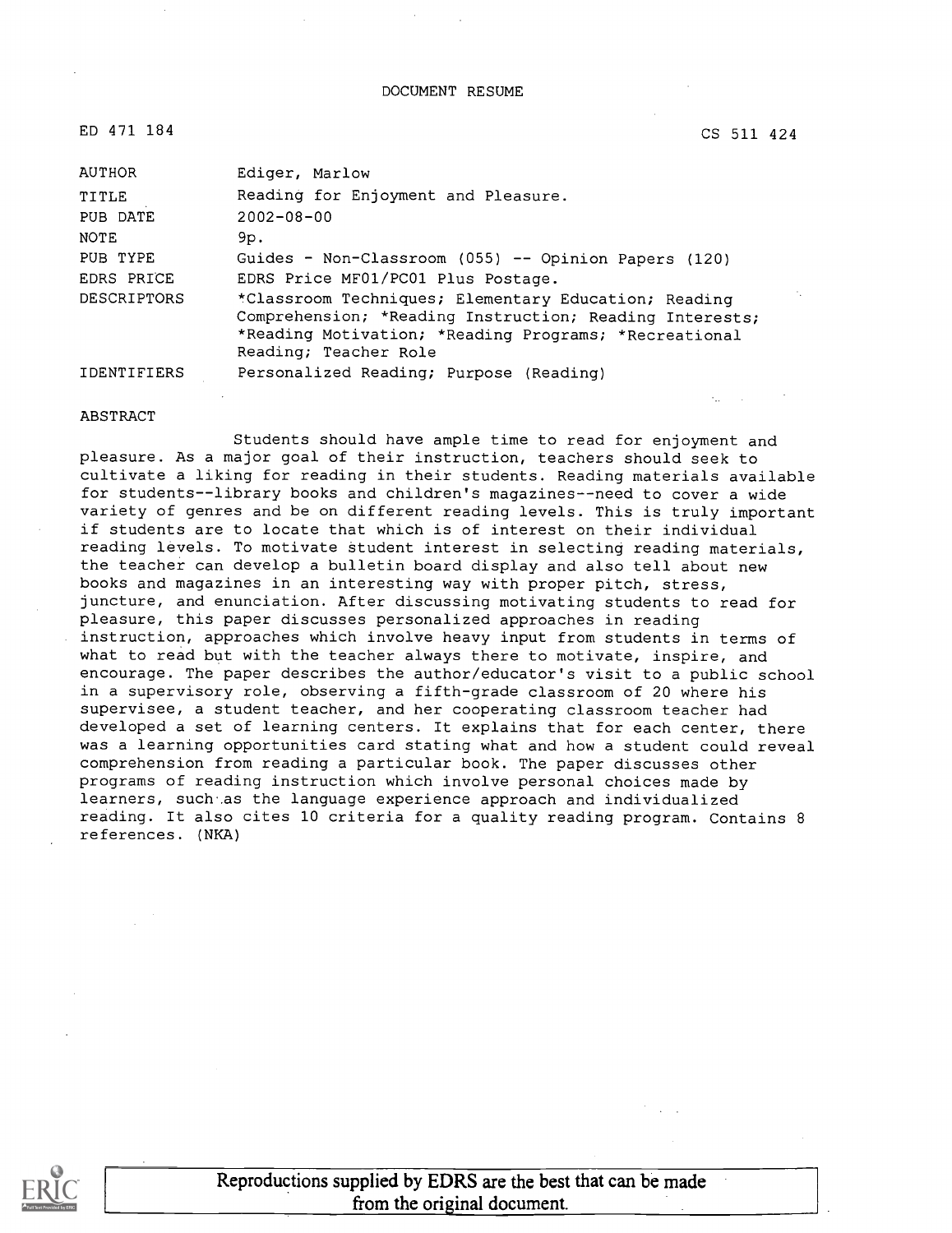DOCUMENT RESUME

ED 471 184 CS 511 424

| | |
|---|---|
| AUTHOR | Ediger, Marlow |
| TITLE | Reading for Enjoyment and Pleasure. |
| PUB DATE | 2002-08-00 |
| NOTE | 9p. |
| PUB TYPE | Guides - Non-Classroom (055) -- Opinion Papers (120) |
| EDRS PRICE | EDRS Price MF01/PC01 Plus Postage. |
| DESCRIPTORS | *Classroom Techniques; Elementary Education; Reading Comprehension; *Reading Instruction; Reading Interests; *Reading Motivation; *Reading Programs; *Recreational Reading; Teacher Role |
| IDENTIFIERS | Personalized Reading; Purpose (Reading) |

ABSTRACT

Students should have ample time to read for enjoyment and pleasure. As a major goal of their instruction, teachers should seek to cultivate a liking for reading in their students. Reading materials available for students--library books and children's magazines--need to cover a wide variety of genres and be on different reading levels. This is truly important if students are to locate that which is of interest on their individual reading levels. To motivate student interest in selecting reading materials, the teacher can develop a bulletin board display and also tell about new books and magazines in an interesting way with proper pitch, stress, juncture, and enunciation. After discussing motivating students to read for pleasure, this paper discusses personalized approaches in reading instruction, approaches which involve heavy input from students in terms of what to read but with the teacher always there to motivate, inspire, and encourage. The paper describes the author/educator's visit to a public school in a supervisory role, observing a fifth-grade classroom of 20 where his supervisee, a student teacher, and her cooperating classroom teacher had developed a set of learning centers. It explains that for each center, there was a learning opportunities card stating what and how a student could reveal comprehension from reading a particular book. The paper discusses other programs of reading instruction which involve personal choices made by learners, such as the language experience approach and individualized reading. It also cites 10 criteria for a quality reading program. Contains 8 references. (NKA)

Reproductions supplied by EDRS are the best that can be made from the original document.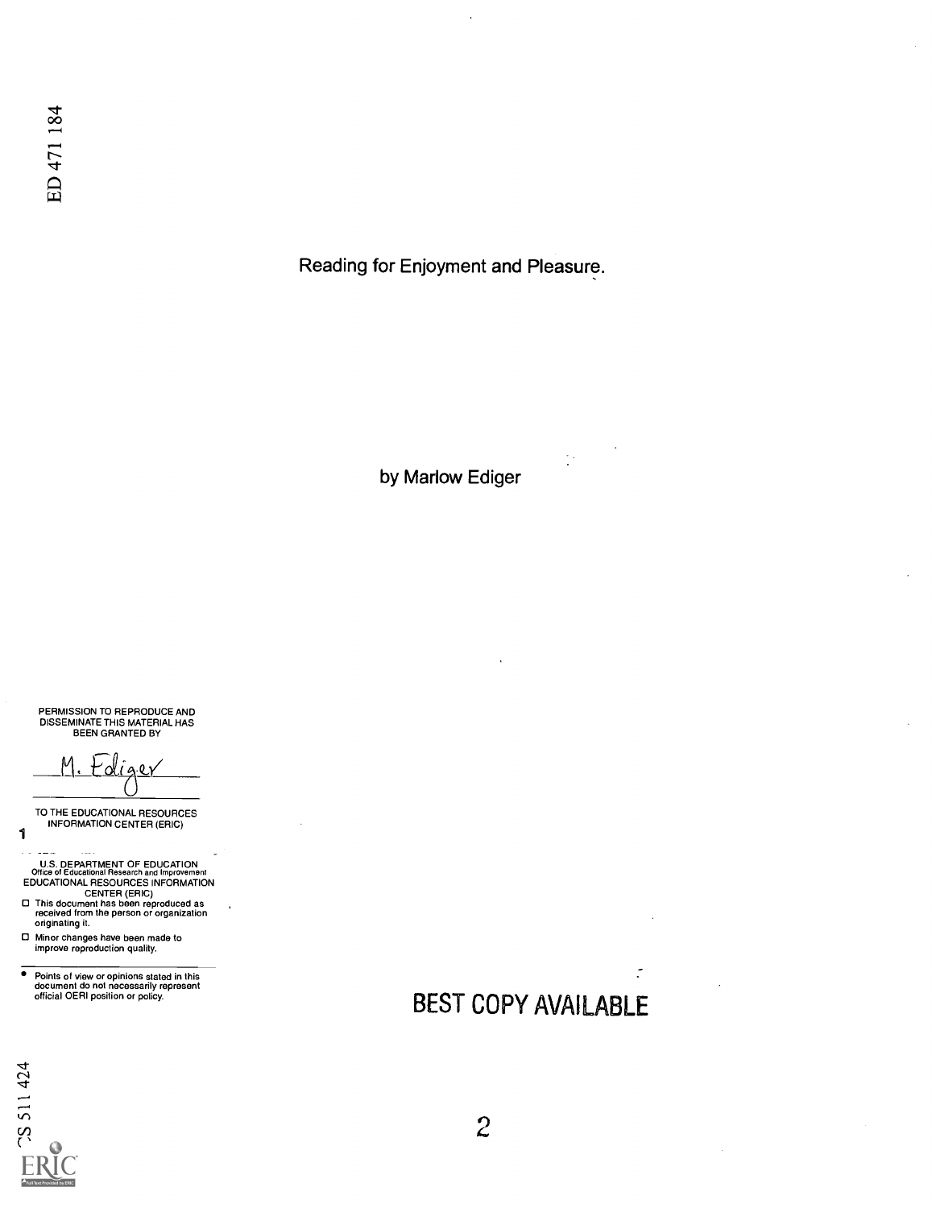ED 471 184

# Reading for Enjoyment and Pleasure.

by Marlow Ediger

PERMISSION TO REPRODUCE AND DISSEMINATE THIS MATERIAL HAS BEEN GRANTED BY

M. Ediger

TO THE EDUCATIONAL RESOURCES INFORMATION CENTER (ERIC)

1

U.S. DEPARTMENT OF EDUCATION
Office of Educational Research and Improvement
EDUCATIONAL RESOURCES INFORMATION CENTER (ERIC)

- This document has been reproduced as received from the person or organization originating it.
- Minor changes have been made to improve reproduction quality.

- Points of view or opinions stated in this document do not necessarily represent official OERI position or policy.

BEST COPY AVAILABLE

CS 511 424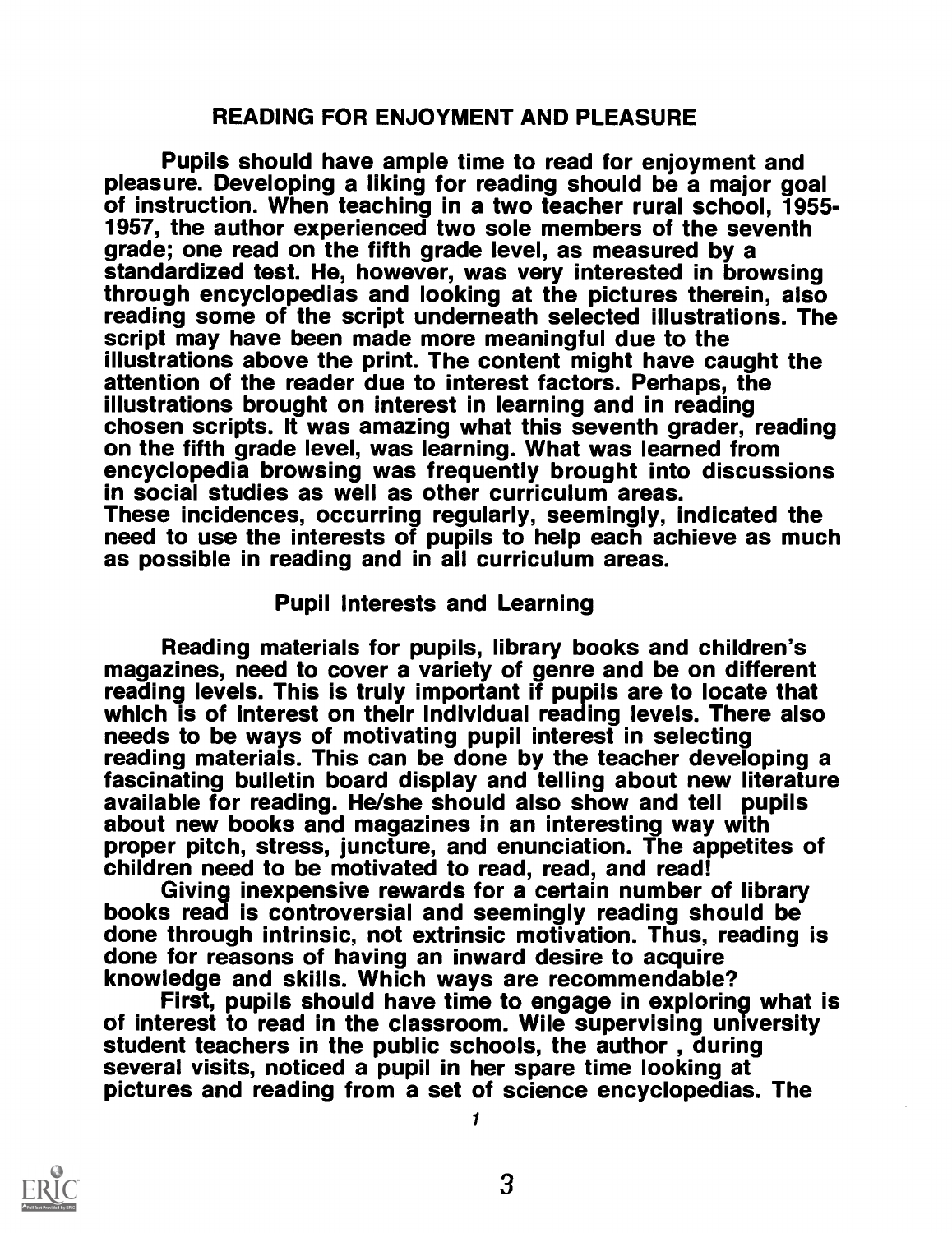## READING FOR ENJOYMENT AND PLEASURE

Pupils should have ample time to read for enjoyment and pleasure. Developing a liking for reading should be a major goal of instruction. When teaching in a two teacher rural school, 1955-1957, the author experienced two sole members of the seventh grade; one read on the fifth grade level, as measured by a standardized test. He, however, was very interested in browsing through encyclopedias and looking at the pictures therein, also reading some of the script underneath selected illustrations. The script may have been made more meaningful due to the illustrations above the print. The content might have caught the attention of the reader due to interest factors. Perhaps, the illustrations brought on interest in learning and in reading chosen scripts. It was amazing what this seventh grader, reading on the fifth grade level, was learning. What was learned from encyclopedia browsing was frequently brought into discussions in social studies as well as other curriculum areas.
These incidences, occurring regularly, seemingly, indicated the need to use the interests of pupils to help each achieve as much as possible in reading and in all curriculum areas.

### Pupil Interests and Learning

Reading materials for pupils, library books and children's magazines, need to cover a variety of genre and be on different reading levels. This is truly important if pupils are to locate that which is of interest on their individual reading levels. There also needs to be ways of motivating pupil interest in selecting reading materials. This can be done by the teacher developing a fascinating bulletin board display and telling about new literature available for reading. He/she should also show and tell pupils about new books and magazines in an interesting way with proper pitch, stress, juncture, and enunciation. The appetites of children need to be motivated to read, read, and read!

Giving inexpensive rewards for a certain number of library books read is controversial and seemingly reading should be done through intrinsic, not extrinsic motivation. Thus, reading is done for reasons of having an inward desire to acquire knowledge and skills. Which ways are recommendable?

First, pupils should have time to engage in exploring what is of interest to read in the classroom. Wile supervising university student teachers in the public schools, the author , during several visits, noticed a pupil in her spare time looking at pictures and reading from a set of science encyclopedias. The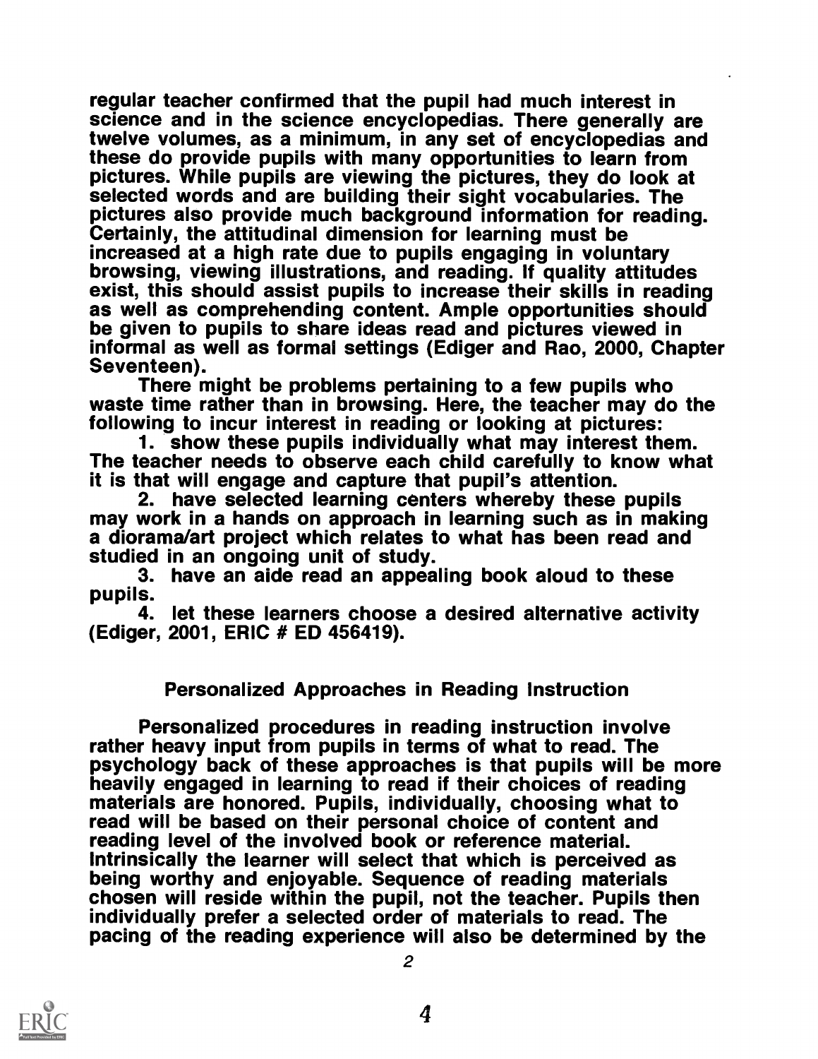regular teacher confirmed that the pupil had much interest in science and in the science encyclopedias. There generally are twelve volumes, as a minimum, in any set of encyclopedias and these do provide pupils with many opportunities to learn from pictures. While pupils are viewing the pictures, they do look at selected words and are building their sight vocabularies. The pictures also provide much background information for reading. Certainly, the attitudinal dimension for learning must be increased at a high rate due to pupils engaging in voluntary browsing, viewing illustrations, and reading. If quality attitudes exist, this should assist pupils to increase their skills in reading as well as comprehending content. Ample opportunities should be given to pupils to share ideas read and pictures viewed in informal as well as formal settings (Ediger and Rao, 2000, Chapter Seventeen).

There might be problems pertaining to a few pupils who waste time rather than in browsing. Here, the teacher may do the following to incur interest in reading or looking at pictures:

1. show these pupils individually what may interest them. The teacher needs to observe each child carefully to know what it is that will engage and capture that pupil's attention.
2. have selected learning centers whereby these pupils may work in a hands on approach in learning such as in making a diorama/art project which relates to what has been read and studied in an ongoing unit of study.
3. have an aide read an appealing book aloud to these pupils.
4. let these learners choose a desired alternative activity (Ediger, 2001, ERIC # ED 456419).

## Personalized Approaches in Reading Instruction

Personalized procedures in reading instruction involve rather heavy input from pupils in terms of what to read. The psychology back of these approaches is that pupils will be more heavily engaged in learning to read if their choices of reading materials are honored. Pupils, individually, choosing what to read will be based on their personal choice of content and reading level of the involved book or reference material. Intrinsically the learner will select that which is perceived as being worthy and enjoyable. Sequence of reading materials chosen will reside within the pupil, not the teacher. Pupils then individually prefer a selected order of materials to read. The pacing of the reading experience will also be determined by the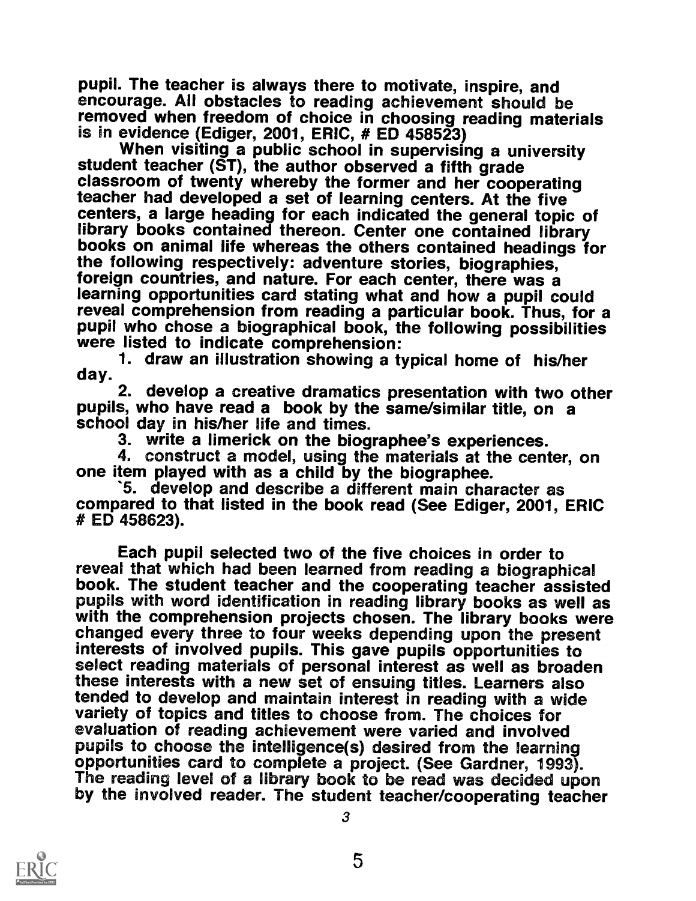pupil. The teacher is always there to motivate, inspire, and encourage. All obstacles to reading achievement should be removed when freedom of choice in choosing reading materials is in evidence (Ediger, 2001, ERIC, # ED 458523)

When visiting a public school in supervising a university student teacher (ST), the author observed a fifth grade classroom of twenty whereby the former and her cooperating teacher had developed a set of learning centers. At the five centers, a large heading for each indicated the general topic of library books contained thereon. Center one contained library books on animal life whereas the others contained headings for the following respectively: adventure stories, biographies, foreign countries, and nature. For each center, there was a learning opportunities card stating what and how a pupil could reveal comprehension from reading a particular book. Thus, for a pupil who chose a biographical book, the following possibilities were listed to indicate comprehension:

1. draw an illustration showing a typical home of his/her day.
2. develop a creative dramatics presentation with two other pupils, who have read a book by the same/similar title, on a school day in his/her life and times.
3. write a limerick on the biographee's experiences.
4. construct a model, using the materials at the center, on one item played with as a child by the biographee.
5. develop and describe a different main character as compared to that listed in the book read (See Ediger, 2001, ERIC # ED 458623).

Each pupil selected two of the five choices in order to reveal that which had been learned from reading a biographical book. The student teacher and the cooperating teacher assisted pupils with word identification in reading library books as well as with the comprehension projects chosen. The library books were changed every three to four weeks depending upon the present interests of involved pupils. This gave pupils opportunities to select reading materials of personal interest as well as broaden these interests with a new set of ensuing titles. Learners also tended to develop and maintain interest in reading with a wide variety of topics and titles to choose from. The choices for evaluation of reading achievement were varied and involved pupils to choose the intelligence(s) desired from the learning opportunities card to complete a project. (See Gardner, 1993). The reading level of a library book to be read was decided upon by the involved reader. The student teacher/cooperating teacher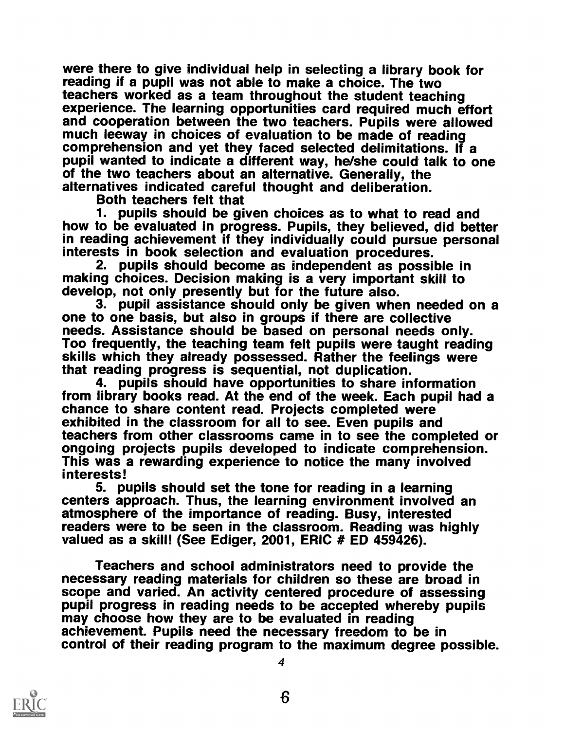were there to give individual help in selecting a library book for reading if a pupil was not able to make a choice. The two teachers worked as a team throughout the student teaching experience. The learning opportunities card required much effort and cooperation between the two teachers. Pupils were allowed much leeway in choices of evaluation to be made of reading comprehension and yet they faced selected delimitations. If a pupil wanted to indicate a different way, he/she could talk to one of the two teachers about an alternative. Generally, the alternatives indicated careful thought and deliberation.

Both teachers felt that

1. pupils should be given choices as to what to read and how to be evaluated in progress. Pupils, they believed, did better in reading achievement if they individually could pursue personal interests in book selection and evaluation procedures.
2. pupils should become as independent as possible in making choices. Decision making is a very important skill to develop, not only presently but for the future also.
3. pupil assistance should only be given when needed on a one to one basis, but also in groups if there are collective needs. Assistance should be based on personal needs only. Too frequently, the teaching team felt pupils were taught reading skills which they already possessed. Rather the feelings were that reading progress is sequential, not duplication.
4. pupils should have opportunities to share information from library books read. At the end of the week. Each pupil had a chance to share content read. Projects completed were exhibited in the classroom for all to see. Even pupils and teachers from other classrooms came in to see the completed or ongoing projects pupils developed to indicate comprehension. This was a rewarding experience to notice the many involved interests!
5. pupils should set the tone for reading in a learning centers approach. Thus, the learning environment involved an atmosphere of the importance of reading. Busy, interested readers were to be seen in the classroom. Reading was highly valued as a skill! (See Ediger, 2001, ERIC # ED 459426).

Teachers and school administrators need to provide the necessary reading materials for children so these are broad in scope and varied. An activity centered procedure of assessing pupil progress in reading needs to be accepted whereby pupils may choose how they are to be evaluated in reading achievement. Pupils need the necessary freedom to be in control of their reading program to the maximum degree possible.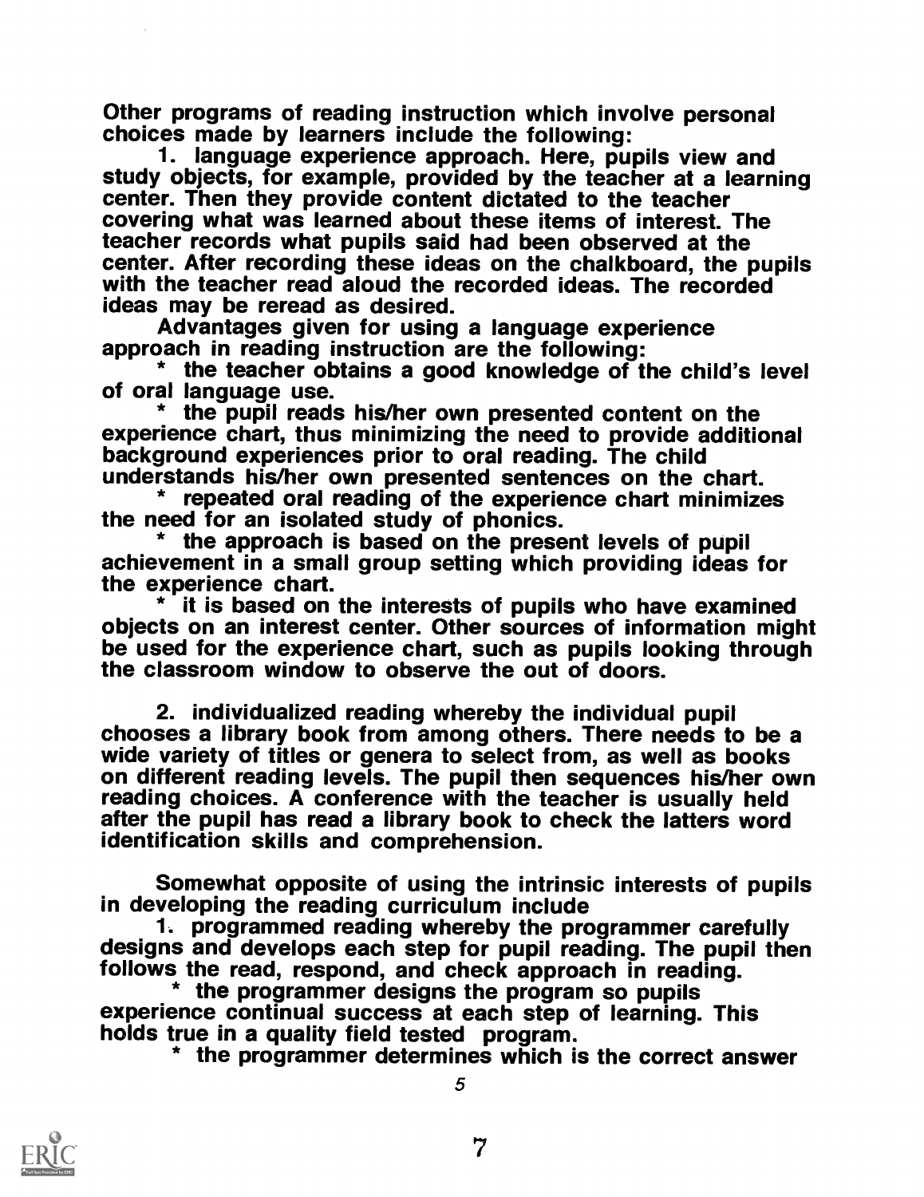Other programs of reading instruction which involve personal choices made by learners include the following:

1. language experience approach. Here, pupils view and study objects, for example, provided by the teacher at a learning center. Then they provide content dictated to the teacher covering what was learned about these items of interest. The teacher records what pupils said had been observed at the center. After recording these ideas on the chalkboard, the pupils with the teacher read aloud the recorded ideas. The recorded ideas may be reread as desired.

Advantages given for using a language experience approach in reading instruction are the following:

* the teacher obtains a good knowledge of the child's level of oral language use.
* the pupil reads his/her own presented content on the experience chart, thus minimizing the need to provide additional background experiences prior to oral reading. The child understands his/her own presented sentences on the chart.
* repeated oral reading of the experience chart minimizes the need for an isolated study of phonics.
* the approach is based on the present levels of pupil achievement in a small group setting which providing ideas for the experience chart.
* it is based on the interests of pupils who have examined objects on an interest center. Other sources of information might be used for the experience chart, such as pupils looking through the classroom window to observe the out of doors.

2. individualized reading whereby the individual pupil chooses a library book from among others. There needs to be a wide variety of titles or genera to select from, as well as books on different reading levels. The pupil then sequences his/her own reading choices. A conference with the teacher is usually held after the pupil has read a library book to check the latters word identification skills and comprehension.

Somewhat opposite of using the intrinsic interests of pupils in developing the reading curriculum include

1. programmed reading whereby the programmer carefully designs and develops each step for pupil reading. The pupil then follows the read, respond, and check approach in reading.

* the programmer designs the program so pupils experience continual success at each step of learning. This holds true in a quality field tested program.
* the programmer determines which is the correct answer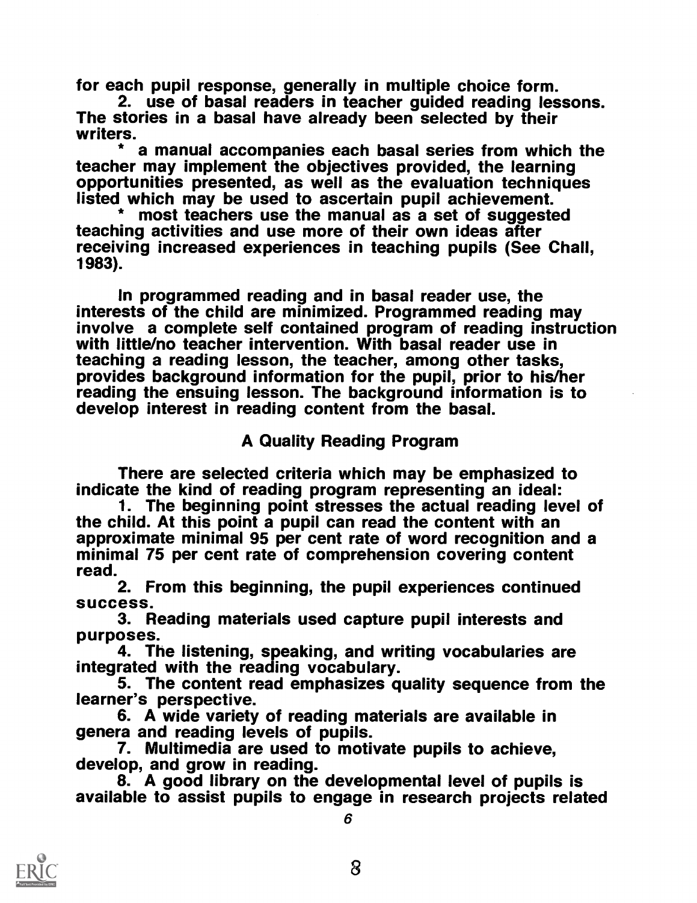for each pupil response, generally in multiple choice form.

2. use of basal readers in teacher guided reading lessons. The stories in a basal have already been selected by their writers.

* a manual accompanies each basal series from which the teacher may implement the objectives provided, the learning opportunities presented, as well as the evaluation techniques listed which may be used to ascertain pupil achievement.

* most teachers use the manual as a set of suggested teaching activities and use more of their own ideas after receiving increased experiences in teaching pupils (See Chall, 1983).

In programmed reading and in basal reader use, the interests of the child are minimized. Programmed reading may involve a complete self contained program of reading instruction with little/no teacher intervention. With basal reader use in teaching a reading lesson, the teacher, among other tasks, provides background information for the pupil, prior to his/her reading the ensuing lesson. The background information is to develop interest in reading content from the basal.

## A Quality Reading Program

There are selected criteria which may be emphasized to indicate the kind of reading program representing an ideal:

1. The beginning point stresses the actual reading level of the child. At this point a pupil can read the content with an approximate minimal 95 per cent rate of word recognition and a minimal 75 per cent rate of comprehension covering content read.
2. From this beginning, the pupil experiences continued success.
3. Reading materials used capture pupil interests and purposes.
4. The listening, speaking, and writing vocabularies are integrated with the reading vocabulary.
5. The content read emphasizes quality sequence from the learner's perspective.
6. A wide variety of reading materials are available in genera and reading levels of pupils.
7. Multimedia are used to motivate pupils to achieve, develop, and grow in reading.
8. A good library on the developmental level of pupils is available to assist pupils to engage in research projects related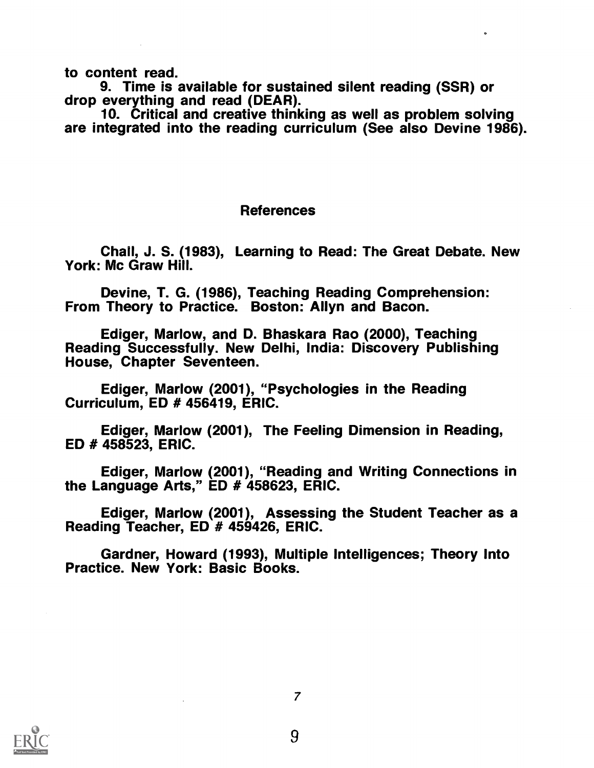to content read.

9. Time is available for sustained silent reading (SSR) or drop everything and read (DEAR).

10. Critical and creative thinking as well as problem solving are integrated into the reading curriculum (See also Devine 1986).

## References

Chall, J. S. (1983), Learning to Read: The Great Debate. New York: Mc Graw Hill.

Devine, T. G. (1986), Teaching Reading Comprehension: From Theory to Practice. Boston: Allyn and Bacon.

Ediger, Marlow, and D. Bhaskara Rao (2000), Teaching Reading Successfully. New Delhi, India: Discovery Publishing House, Chapter Seventeen.

Ediger, Marlow (2001), "Psychologies in the Reading Curriculum, ED # 456419, ERIC.

Ediger, Marlow (2001), The Feeling Dimension in Reading, ED # 458523, ERIC.

Ediger, Marlow (2001), "Reading and Writing Connections in the Language Arts," ED # 458623, ERIC.

Ediger, Marlow (2001), Assessing the Student Teacher as a Reading Teacher, ED # 459426, ERIC.

Gardner, Howard (1993), Multiple Intelligences; Theory Into Practice. New York: Basic Books.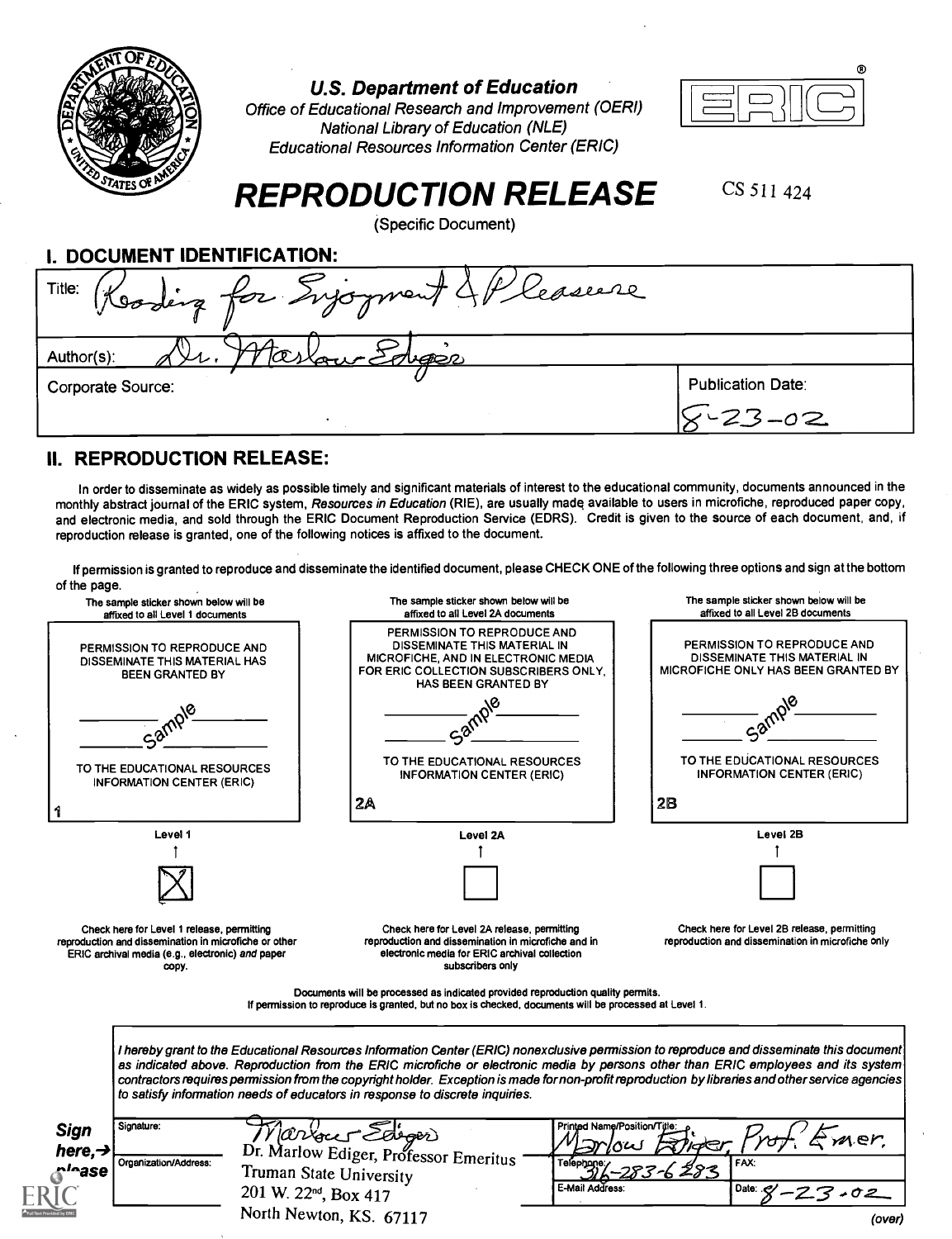U.S. Department of Education
Office of Educational Research and Improvement (OERI)
National Library of Education (NLE)
Educational Resources Information Center (ERIC)

ERIC®

# REPRODUCTION RELEASE

(Specific Document)

CS 511 424

## I. DOCUMENT IDENTIFICATION:

Title: Reading for Enjoyment & Pleasure

Author(s): Dr. Marlow Ediger

Corporate Source:

Publication Date: 8-23-02

## II. REPRODUCTION RELEASE:

In order to disseminate as widely as possible timely and significant materials of interest to the educational community, documents announced in the monthly abstract journal of the ERIC system, *Resources in Education* (RIE), are usually made available to users in microfiche, reproduced paper copy, and electronic media, and sold through the ERIC Document Reproduction Service (EDRS). Credit is given to the source of each document, and, if reproduction release is granted, one of the following notices is affixed to the document.

If permission is granted to reproduce and disseminate the identified document, please CHECK ONE of the following three options and sign at the bottom of the page.

| The sample sticker shown below will be affixed to all Level 1 documents | The sample sticker shown below will be affixed to all Level 2A documents | The sample sticker shown below will be affixed to all Level 2B documents |
|---|---|---|
| PERMISSION TO REPRODUCE AND DISSEMINATE THIS MATERIAL HAS BEEN GRANTED BY ______ Sample ______ TO THE EDUCATIONAL RESOURCES INFORMATION CENTER (ERIC) | PERMISSION TO REPRODUCE AND DISSEMINATE THIS MATERIAL IN MICROFICHE, AND IN ELECTRONIC MEDIA FOR ERIC COLLECTION SUBSCRIBERS ONLY, HAS BEEN GRANTED BY ______ Sample ______ TO THE EDUCATIONAL RESOURCES INFORMATION CENTER (ERIC) | PERMISSION TO REPRODUCE AND DISSEMINATE THIS MATERIAL IN MICROFICHE ONLY HAS BEEN GRANTED BY ______ Sample ______ TO THE EDUCATIONAL RESOURCES INFORMATION CENTER (ERIC) |
| 1 | 2A | 2B |
| Level 1 | Level 2A | Level 2B |
| [X] | [ ] | [ ] |
| Check here for Level 1 release, permitting reproduction and dissemination in microfiche or other ERIC archival media (e.g., electronic) *and* paper copy. | Check here for Level 2A release, permitting reproduction and dissemination in microfiche and in electronic media for ERIC archival collection subscribers only | Check here for Level 2B release, permitting reproduction and dissemination in microfiche only |

Documents will be processed as indicated provided reproduction quality permits.
If permission to reproduce is granted, but no box is checked, documents will be processed at Level 1.

*I hereby grant to the Educational Resources Information Center (ERIC) nonexclusive permission to reproduce and disseminate this document as indicated above. Reproduction from the ERIC microfiche or electronic media by persons other than ERIC employees and its system contractors requires permission from the copyright holder. Exception is made for non-profit reproduction by libraries and other service agencies to satisfy information needs of educators in response to discrete inquiries.*

**Sign here, → please**

| Signature: | Marlow Ediger | Printed Name/Position/Title: | Marlow Ediger, Prof. Emer. |
|---|---|---|---|
| Organization/Address: | Dr. Marlow Ediger, Professor Emeritus<br>Truman State University<br>201 W. 22nd, Box 417<br>North Newton, KS. 67117 | Telephone: 316-283-6283 | FAX: |
| | | E-Mail Address: | Date: 8-23-02 |

(over)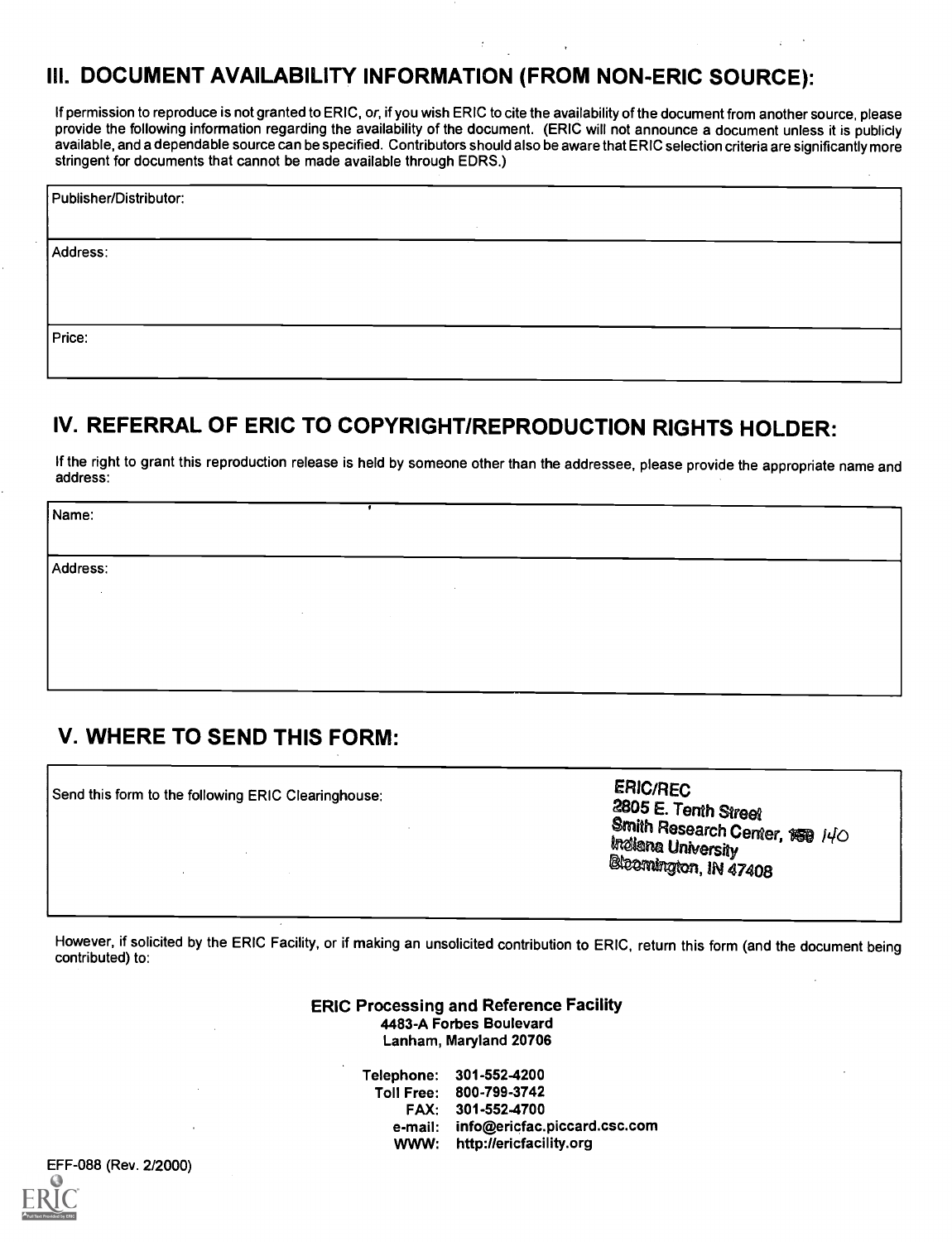## III. DOCUMENT AVAILABILITY INFORMATION (FROM NON-ERIC SOURCE):

If permission to reproduce is not granted to ERIC, or, if you wish ERIC to cite the availability of the document from another source, please provide the following information regarding the availability of the document. (ERIC will not announce a document unless it is publicly available, and a dependable source can be specified. Contributors should also be aware that ERIC selection criteria are significantly more stringent for documents that cannot be made available through EDRS.)

| |
|---|
| Publisher/Distributor: |
| Address: |
| Price: |

## IV. REFERRAL OF ERIC TO COPYRIGHT/REPRODUCTION RIGHTS HOLDER:

If the right to grant this reproduction release is held by someone other than the addressee, please provide the appropriate name and address:

| |
|---|
| Name: |
| Address: |

## V. WHERE TO SEND THIS FORM:

| | |
|---|---|
| Send this form to the following ERIC Clearinghouse: | ERIC/REC<br>2805 E. Tenth Street<br>Smith Research Center, ~~150~~ 140<br>Indiana University<br>Bloomington, IN 47408 |

However, if solicited by the ERIC Facility, or if making an unsolicited contribution to ERIC, return this form (and the document being contributed) to:

**ERIC Processing and Reference Facility**
**4483-A Forbes Boulevard**
**Lanham, Maryland 20706**

**Telephone:** 301-552-4200
**Toll Free:** 800-799-3742
**FAX:** 301-552-4700
**e-mail:** info@ericfac.piccard.csc.com
**WWW:** http://ericfacility.org

EFF-088 (Rev. 2/2000)